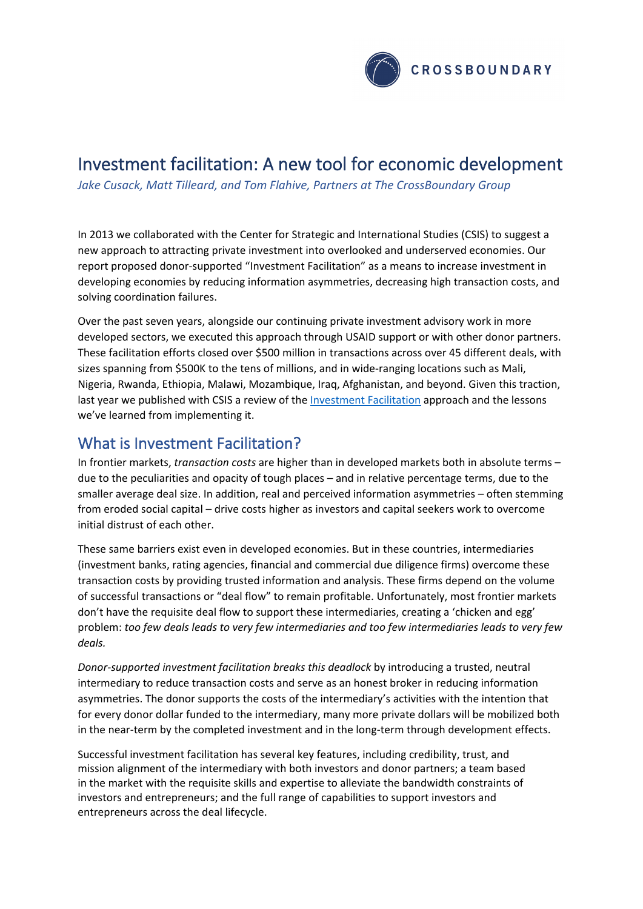CROSSBOUNDARY

# Investment facilitation: A new tool for economic development

*Jake Cusack, Matt Tilleard, and Tom Flahive, Partners at The CrossBoundary Group*

In 2013 we collaborated with the Center for Strategic and International Studies (CSIS) to suggest a new approach to attracting private investment into overlooked and underserved economies. Our report proposed donor-supported "Investment Facilitation" as a means to increase investment in developing economies by reducing information asymmetries, decreasing high transaction costs, and solving coordination failures.

Over the past seven years, alongside our continuing private investment advisory work in more developed sectors, we executed this approach through USAID support or with other donor partners. These facilitation efforts closed over $500 million in transactions across over 45 different deals, with sizes spanning from $500K to the tens of millions, and in wide-ranging locations such as Mali, Nigeria, Rwanda, Ethiopia, Malawi, Mozambique, Iraq, Afghanistan, and beyond. Given this traction, last year we published with CSIS a review of the Investment Facilitation approach and the lessons we've learned from implementing it.

## What is Investment Facilitation?

In frontier markets, *transaction costs* are higher than in developed markets both in absolute terms – due to the peculiarities and opacity of tough places – and in relative percentage terms, due to the smaller average deal size. In addition, real and perceived information asymmetries – often stemming from eroded social capital – drive costs higher as investors and capital seekers work to overcome initial distrust of each other.

These same barriers exist even in developed economies. But in these countries, intermediaries (investment banks, rating agencies, financial and commercial due diligence firms) overcome these transaction costs by providing trusted information and analysis. These firms depend on the volume of successful transactions or "deal flow" to remain profitable. Unfortunately, most frontier markets don't have the requisite deal flow to support these intermediaries, creating a 'chicken and egg' problem: *too few deals leads to very few intermediaries and too few intermediaries leads to very few deals.*

*Donor-supported investment facilitation breaks this deadlock* by introducing a trusted, neutral intermediary to reduce transaction costs and serve as an honest broker in reducing information asymmetries. The donor supports the costs of the intermediary's activities with the intention that for every donor dollar funded to the intermediary, many more private dollars will be mobilized both in the near-term by the completed investment and in the long-term through development effects.

Successful investment facilitation has several key features, including credibility, trust, and mission alignment of the intermediary with both investors and donor partners; a team based in the market with the requisite skills and expertise to alleviate the bandwidth constraints of investors and entrepreneurs; and the full range of capabilities to support investors and entrepreneurs across the deal lifecycle.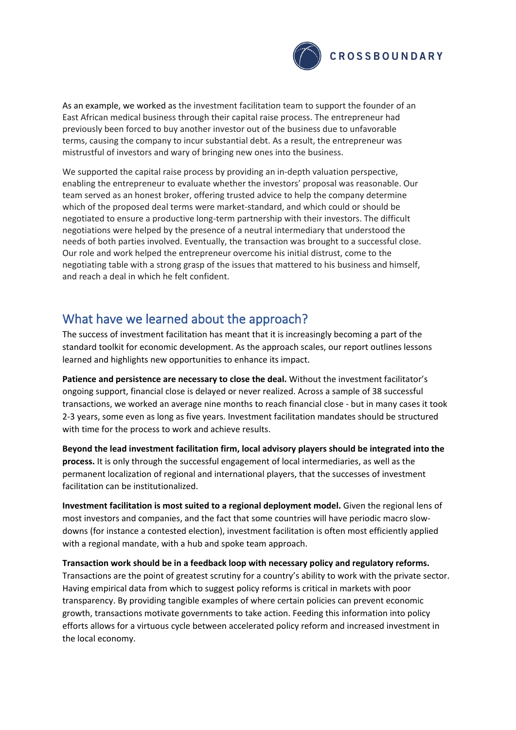As an example, we worked as the investment facilitation team to support the founder of an East African medical business through their capital raise process. The entrepreneur had previously been forced to buy another investor out of the business due to unfavorable terms, causing the company to incur substantial debt. As a result, the entrepreneur was mistrustful of investors and wary of bringing new ones into the business.

We supported the capital raise process by providing an in-depth valuation perspective, enabling the entrepreneur to evaluate whether the investors' proposal was reasonable. Our team served as an honest broker, offering trusted advice to help the company determine which of the proposed deal terms were market-standard, and which could or should be negotiated to ensure a productive long-term partnership with their investors. The difficult negotiations were helped by the presence of a neutral intermediary that understood the needs of both parties involved. Eventually, the transaction was brought to a successful close. Our role and work helped the entrepreneur overcome his initial distrust, come to the negotiating table with a strong grasp of the issues that mattered to his business and himself, and reach a deal in which he felt confident.

## What have we learned about the approach?

The success of investment facilitation has meant that it is increasingly becoming a part of the standard toolkit for economic development. As the approach scales, our report outlines lessons learned and highlights new opportunities to enhance its impact.

**Patience and persistence are necessary to close the deal.** Without the investment facilitator's ongoing support, financial close is delayed or never realized. Across a sample of 38 successful transactions, we worked an average nine months to reach financial close - but in many cases it took 2-3 years, some even as long as five years. Investment facilitation mandates should be structured with time for the process to work and achieve results.

**Beyond the lead investment facilitation firm, local advisory players should be integrated into the process.** It is only through the successful engagement of local intermediaries, as well as the permanent localization of regional and international players, that the successes of investment facilitation can be institutionalized.

**Investment facilitation is most suited to a regional deployment model.** Given the regional lens of most investors and companies, and the fact that some countries will have periodic macro slow-downs (for instance a contested election), investment facilitation is often most efficiently applied with a regional mandate, with a hub and spoke team approach.

**Transaction work should be in a feedback loop with necessary policy and regulatory reforms.** Transactions are the point of greatest scrutiny for a country's ability to work with the private sector. Having empirical data from which to suggest policy reforms is critical in markets with poor transparency. By providing tangible examples of where certain policies can prevent economic growth, transactions motivate governments to take action. Feeding this information into policy efforts allows for a virtuous cycle between accelerated policy reform and increased investment in the local economy.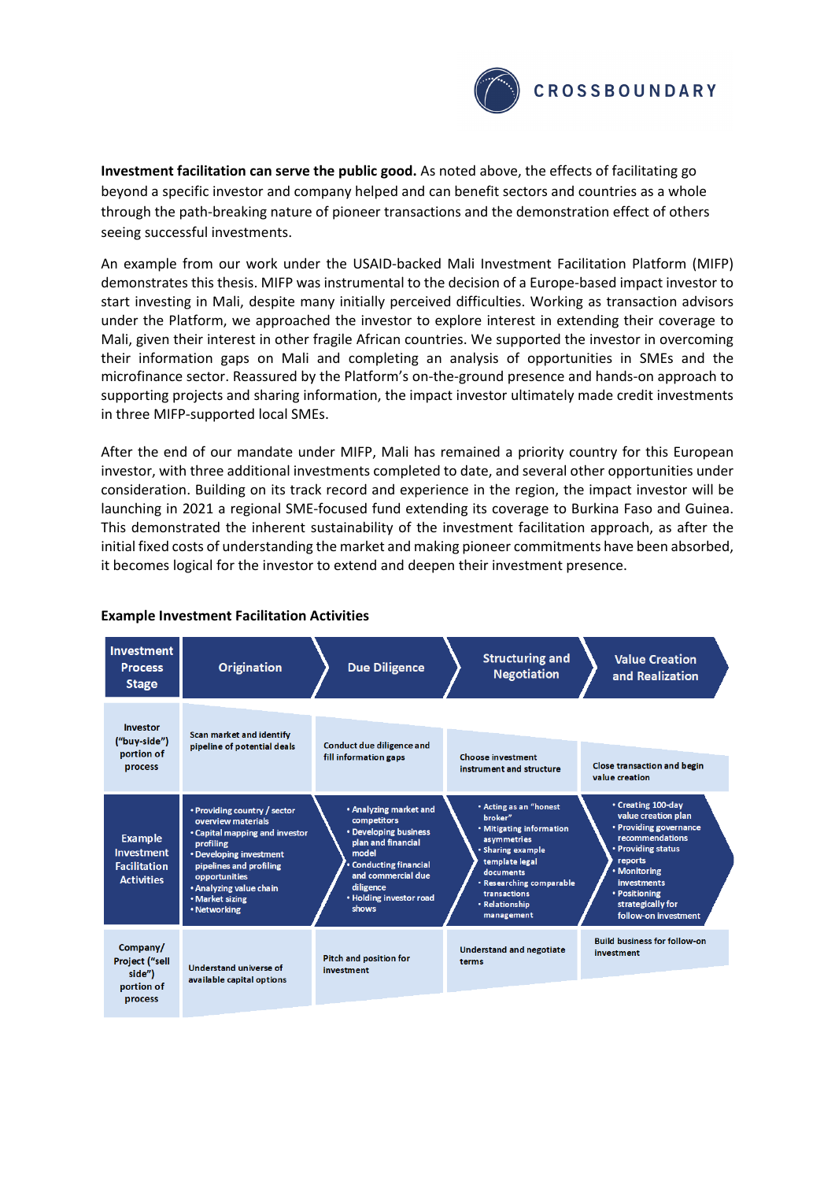**Investment facilitation can serve the public good.** As noted above, the effects of facilitating go beyond a specific investor and company helped and can benefit sectors and countries as a whole through the path-breaking nature of pioneer transactions and the demonstration effect of others seeing successful investments.

An example from our work under the USAID-backed Mali Investment Facilitation Platform (MIFP) demonstrates this thesis. MIFP was instrumental to the decision of a Europe-based impact investor to start investing in Mali, despite many initially perceived difficulties. Working as transaction advisors under the Platform, we approached the investor to explore interest in extending their coverage to Mali, given their interest in other fragile African countries. We supported the investor in overcoming their information gaps on Mali and completing an analysis of opportunities in SMEs and the microfinance sector. Reassured by the Platform's on-the-ground presence and hands-on approach to supporting projects and sharing information, the impact investor ultimately made credit investments in three MIFP-supported local SMEs.

After the end of our mandate under MIFP, Mali has remained a priority country for this European investor, with three additional investments completed to date, and several other opportunities under consideration. Building on its track record and experience in the region, the impact investor will be launching in 2021 a regional SME-focused fund extending its coverage to Burkina Faso and Guinea. This demonstrated the inherent sustainability of the investment facilitation approach, as after the initial fixed costs of understanding the market and making pioneer commitments have been absorbed, it becomes logical for the investor to extend and deepen their investment presence.

**Example Investment Facilitation Activities**

| Investment Process Stage | Origination | Due Diligence | Structuring and Negotiation | Value Creation and Realization |
|---|---|---|---|---|
| Investor ("buy-side") portion of process | Scan market and identify pipeline of potential deals | Conduct due diligence and fill information gaps | Choose investment instrument and structure | Close transaction and begin value creation |
| Example Investment Facilitation Activities | • Providing country / sector overview materials<br>• Capital mapping and investor profiling<br>• Developing investment pipelines and profiling opportunities<br>• Analyzing value chain<br>• Market sizing<br>• Networking | • Analyzing market and competitors<br>• Developing business plan and financial model<br>• Conducting financial and commercial due diligence<br>• Holding investor road shows | • Acting as an "honest broker"<br>• Mitigating information asymmetries<br>• Sharing example template legal documents<br>• Researching comparable transactions<br>• Relationship management | • Creating 100-day value creation plan<br>• Providing governance recommendations<br>• Providing status reports<br>• Monitoring investments<br>• Positioning strategically for follow-on investment |
| Company/ Project ("sell side") portion of process | Understand universe of available capital options | Pitch and position for investment | Understand and negotiate terms | Build business for follow-on investment |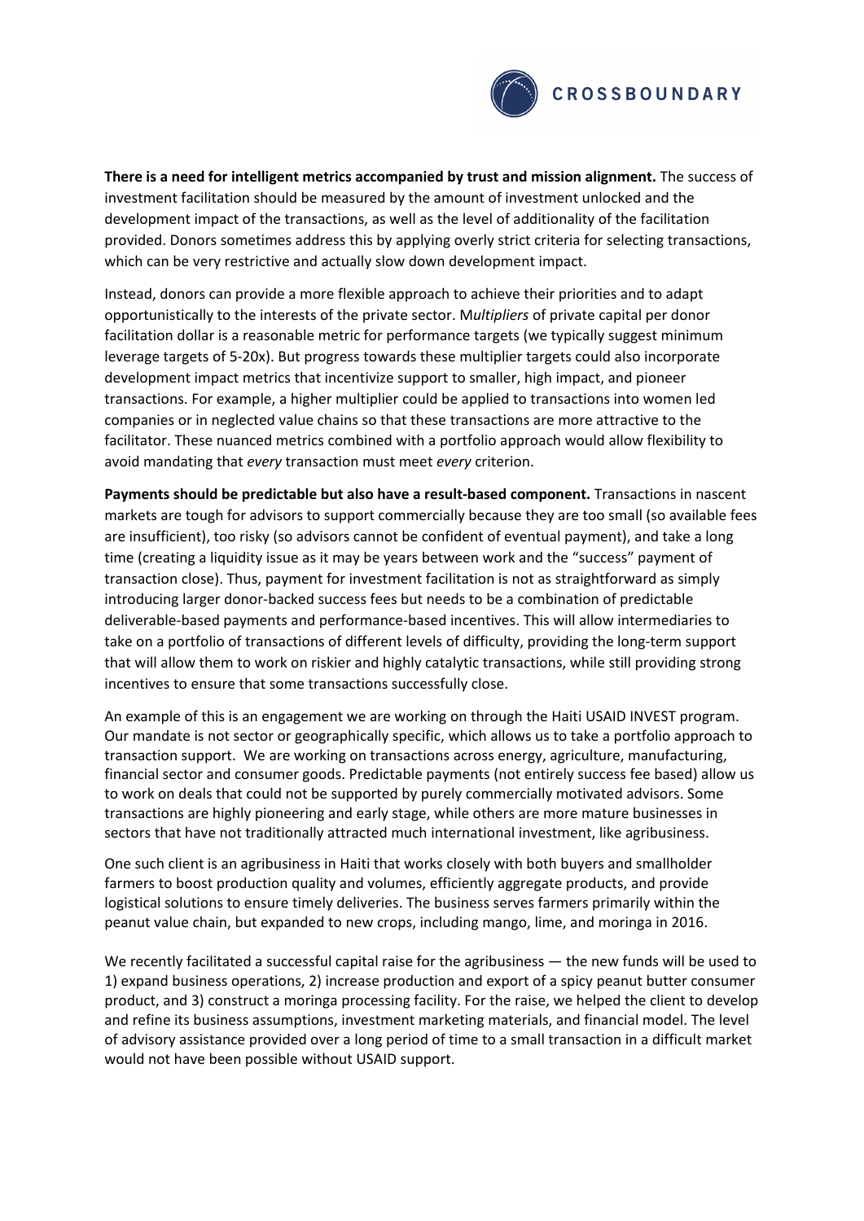**There is a need for intelligent metrics accompanied by trust and mission alignment.** The success of investment facilitation should be measured by the amount of investment unlocked and the development impact of the transactions, as well as the level of additionality of the facilitation provided. Donors sometimes address this by applying overly strict criteria for selecting transactions, which can be very restrictive and actually slow down development impact.

Instead, donors can provide a more flexible approach to achieve their priorities and to adapt opportunistically to the interests of the private sector. M*ultipliers* of private capital per donor facilitation dollar is a reasonable metric for performance targets (we typically suggest minimum leverage targets of 5-20x). But progress towards these multiplier targets could also incorporate development impact metrics that incentivize support to smaller, high impact, and pioneer transactions. For example, a higher multiplier could be applied to transactions into women led companies or in neglected value chains so that these transactions are more attractive to the facilitator. These nuanced metrics combined with a portfolio approach would allow flexibility to avoid mandating that *every* transaction must meet *every* criterion.

**Payments should be predictable but also have a result-based component.** Transactions in nascent markets are tough for advisors to support commercially because they are too small (so available fees are insufficient), too risky (so advisors cannot be confident of eventual payment), and take a long time (creating a liquidity issue as it may be years between work and the "success" payment of transaction close). Thus, payment for investment facilitation is not as straightforward as simply introducing larger donor-backed success fees but needs to be a combination of predictable deliverable-based payments and performance-based incentives. This will allow intermediaries to take on a portfolio of transactions of different levels of difficulty, providing the long-term support that will allow them to work on riskier and highly catalytic transactions, while still providing strong incentives to ensure that some transactions successfully close.

An example of this is an engagement we are working on through the Haiti USAID INVEST program. Our mandate is not sector or geographically specific, which allows us to take a portfolio approach to transaction support. We are working on transactions across energy, agriculture, manufacturing, financial sector and consumer goods. Predictable payments (not entirely success fee based) allow us to work on deals that could not be supported by purely commercially motivated advisors. Some transactions are highly pioneering and early stage, while others are more mature businesses in sectors that have not traditionally attracted much international investment, like agribusiness.

One such client is an agribusiness in Haiti that works closely with both buyers and smallholder farmers to boost production quality and volumes, efficiently aggregate products, and provide logistical solutions to ensure timely deliveries. The business serves farmers primarily within the peanut value chain, but expanded to new crops, including mango, lime, and moringa in 2016.

We recently facilitated a successful capital raise for the agribusiness — the new funds will be used to 1) expand business operations, 2) increase production and export of a spicy peanut butter consumer product, and 3) construct a moringa processing facility. For the raise, we helped the client to develop and refine its business assumptions, investment marketing materials, and financial model. The level of advisory assistance provided over a long period of time to a small transaction in a difficult market would not have been possible without USAID support.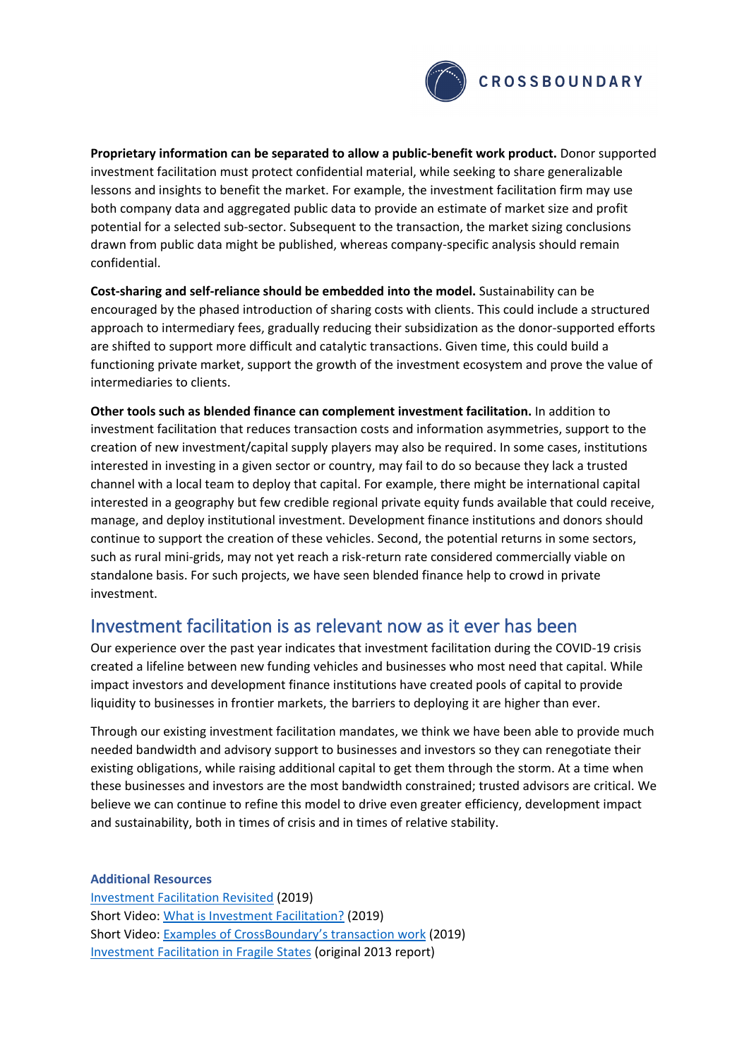**Proprietary information can be separated to allow a public-benefit work product.** Donor supported investment facilitation must protect confidential material, while seeking to share generalizable lessons and insights to benefit the market. For example, the investment facilitation firm may use both company data and aggregated public data to provide an estimate of market size and profit potential for a selected sub-sector. Subsequent to the transaction, the market sizing conclusions drawn from public data might be published, whereas company-specific analysis should remain confidential.

**Cost-sharing and self-reliance should be embedded into the model.** Sustainability can be encouraged by the phased introduction of sharing costs with clients. This could include a structured approach to intermediary fees, gradually reducing their subsidization as the donor-supported efforts are shifted to support more difficult and catalytic transactions. Given time, this could build a functioning private market, support the growth of the investment ecosystem and prove the value of intermediaries to clients.

**Other tools such as blended finance can complement investment facilitation.** In addition to investment facilitation that reduces transaction costs and information asymmetries, support to the creation of new investment/capital supply players may also be required. In some cases, institutions interested in investing in a given sector or country, may fail to do so because they lack a trusted channel with a local team to deploy that capital. For example, there might be international capital interested in a geography but few credible regional private equity funds available that could receive, manage, and deploy institutional investment. Development finance institutions and donors should continue to support the creation of these vehicles. Second, the potential returns in some sectors, such as rural mini-grids, may not yet reach a risk-return rate considered commercially viable on standalone basis. For such projects, we have seen blended finance help to crowd in private investment.

## Investment facilitation is as relevant now as it ever has been

Our experience over the past year indicates that investment facilitation during the COVID-19 crisis created a lifeline between new funding vehicles and businesses who most need that capital. While impact investors and development finance institutions have created pools of capital to provide liquidity to businesses in frontier markets, the barriers to deploying it are higher than ever.

Through our existing investment facilitation mandates, we think we have been able to provide much needed bandwidth and advisory support to businesses and investors so they can renegotiate their existing obligations, while raising additional capital to get them through the storm. At a time when these businesses and investors are the most bandwidth constrained; trusted advisors are critical. We believe we can continue to refine this model to drive even greater efficiency, development impact and sustainability, both in times of crisis and in times of relative stability.

**Additional Resources**

Investment Facilitation Revisited (2019)
Short Video: What is Investment Facilitation? (2019)
Short Video: Examples of CrossBoundary's transaction work (2019)
Investment Facilitation in Fragile States (original 2013 report)